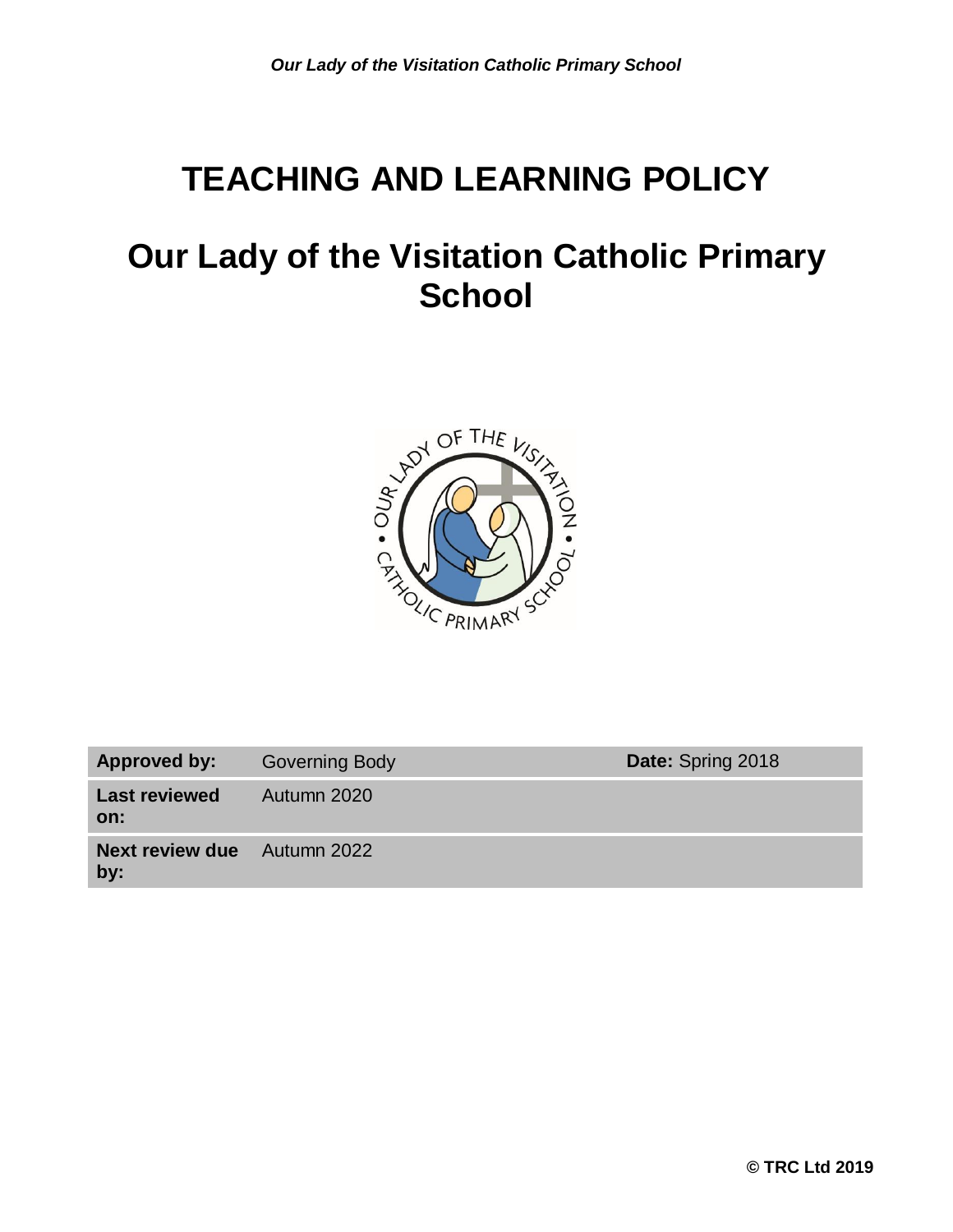# TEACHING AND LEARNING POLICY

# Our Lady of the Visitation Catholic Primary School

| | | |
|---|---|---|
| **Approved by:** | Governing Body | **Date:** Spring 2018 |
| **Last reviewed on:** | Autumn 2020 | |
| **Next review due by:** | Autumn 2022 | |

**© TRC Ltd 2019**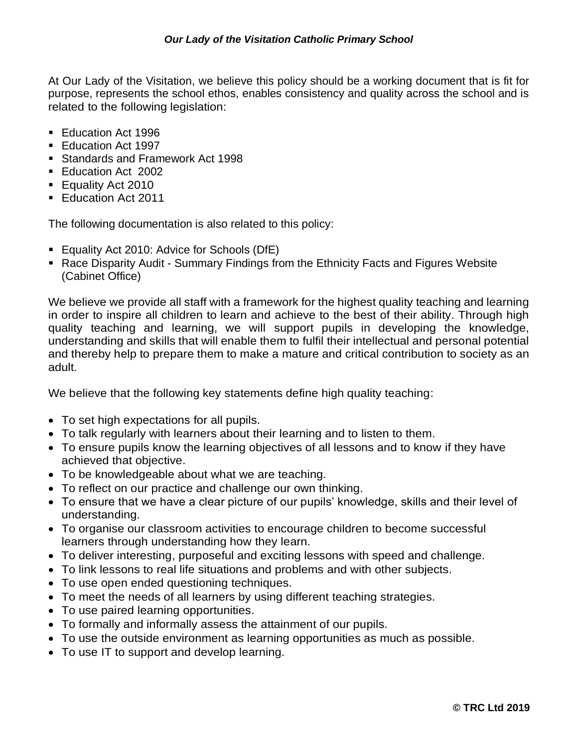At Our Lady of the Visitation, we believe this policy should be a working document that is fit for purpose, represents the school ethos, enables consistency and quality across the school and is related to the following legislation:

- Education Act 1996
- Education Act 1997
- Standards and Framework Act 1998
- Education Act 2002
- Equality Act 2010
- Education Act 2011

The following documentation is also related to this policy:

- Equality Act 2010: Advice for Schools (DfE)
- Race Disparity Audit - Summary Findings from the Ethnicity Facts and Figures Website (Cabinet Office)

We believe we provide all staff with a framework for the highest quality teaching and learning in order to inspire all children to learn and achieve to the best of their ability. Through high quality teaching and learning, we will support pupils in developing the knowledge, understanding and skills that will enable them to fulfil their intellectual and personal potential and thereby help to prepare them to make a mature and critical contribution to society as an adult.

We believe that the following key statements define high quality teaching:

- To set high expectations for all pupils.
- To talk regularly with learners about their learning and to listen to them.
- To ensure pupils know the learning objectives of all lessons and to know if they have achieved that objective.
- To be knowledgeable about what we are teaching.
- To reflect on our practice and challenge our own thinking.
- To ensure that we have a clear picture of our pupils' knowledge, skills and their level of understanding.
- To organise our classroom activities to encourage children to become successful learners through understanding how they learn.
- To deliver interesting, purposeful and exciting lessons with speed and challenge.
- To link lessons to real life situations and problems and with other subjects.
- To use open ended questioning techniques.
- To meet the needs of all learners by using different teaching strategies.
- To use paired learning opportunities.
- To formally and informally assess the attainment of our pupils.
- To use the outside environment as learning opportunities as much as possible.
- To use IT to support and develop learning.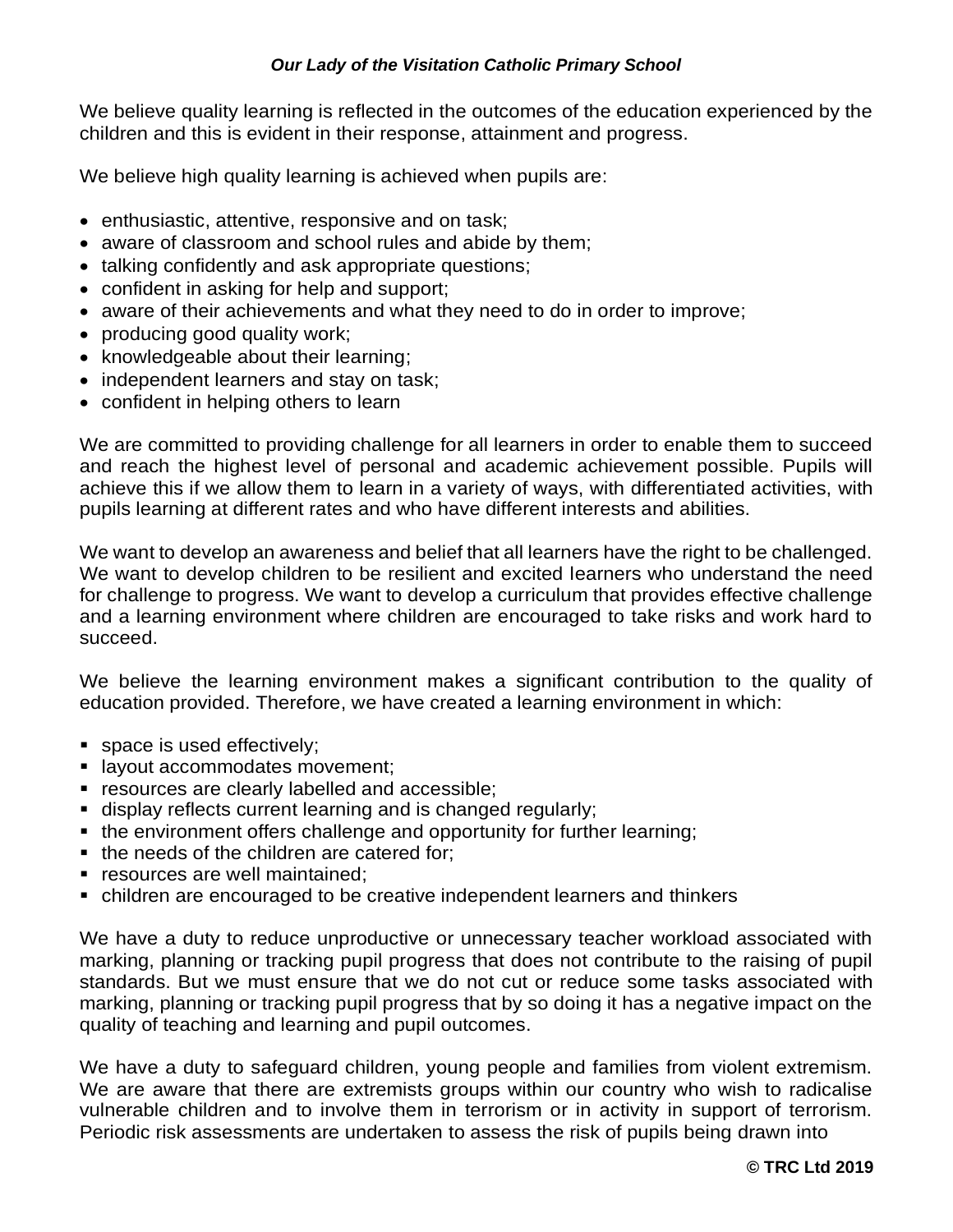We believe quality learning is reflected in the outcomes of the education experienced by the children and this is evident in their response, attainment and progress.

We believe high quality learning is achieved when pupils are:

- enthusiastic, attentive, responsive and on task;
- aware of classroom and school rules and abide by them;
- talking confidently and ask appropriate questions;
- confident in asking for help and support;
- aware of their achievements and what they need to do in order to improve;
- producing good quality work;
- knowledgeable about their learning;
- independent learners and stay on task;
- confident in helping others to learn

We are committed to providing challenge for all learners in order to enable them to succeed and reach the highest level of personal and academic achievement possible. Pupils will achieve this if we allow them to learn in a variety of ways, with differentiated activities, with pupils learning at different rates and who have different interests and abilities.

We want to develop an awareness and belief that all learners have the right to be challenged. We want to develop children to be resilient and excited learners who understand the need for challenge to progress. We want to develop a curriculum that provides effective challenge and a learning environment where children are encouraged to take risks and work hard to succeed.

We believe the learning environment makes a significant contribution to the quality of education provided. Therefore, we have created a learning environment in which:

- space is used effectively;
- layout accommodates movement;
- resources are clearly labelled and accessible;
- display reflects current learning and is changed regularly;
- the environment offers challenge and opportunity for further learning;
- the needs of the children are catered for;
- resources are well maintained;
- children are encouraged to be creative independent learners and thinkers

We have a duty to reduce unproductive or unnecessary teacher workload associated with marking, planning or tracking pupil progress that does not contribute to the raising of pupil standards. But we must ensure that we do not cut or reduce some tasks associated with marking, planning or tracking pupil progress that by so doing it has a negative impact on the quality of teaching and learning and pupil outcomes.

We have a duty to safeguard children, young people and families from violent extremism. We are aware that there are extremists groups within our country who wish to radicalise vulnerable children and to involve them in terrorism or in activity in support of terrorism. Periodic risk assessments are undertaken to assess the risk of pupils being drawn into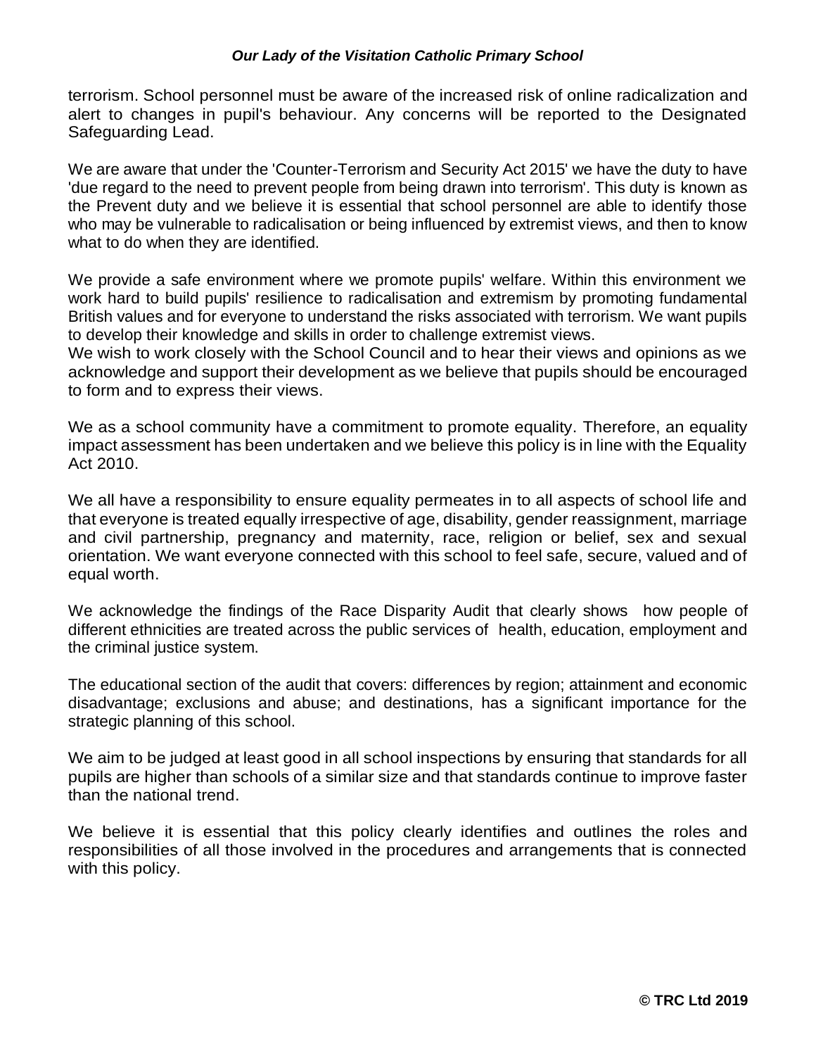terrorism. School personnel must be aware of the increased risk of online radicalization and alert to changes in pupil's behaviour. Any concerns will be reported to the Designated Safeguarding Lead.

We are aware that under the 'Counter-Terrorism and Security Act 2015' we have the duty to have 'due regard to the need to prevent people from being drawn into terrorism'. This duty is known as the Prevent duty and we believe it is essential that school personnel are able to identify those who may be vulnerable to radicalisation or being influenced by extremist views, and then to know what to do when they are identified.

We provide a safe environment where we promote pupils' welfare. Within this environment we work hard to build pupils' resilience to radicalisation and extremism by promoting fundamental British values and for everyone to understand the risks associated with terrorism. We want pupils to develop their knowledge and skills in order to challenge extremist views.
We wish to work closely with the School Council and to hear their views and opinions as we acknowledge and support their development as we believe that pupils should be encouraged to form and to express their views.

We as a school community have a commitment to promote equality. Therefore, an equality impact assessment has been undertaken and we believe this policy is in line with the Equality Act 2010.

We all have a responsibility to ensure equality permeates in to all aspects of school life and that everyone is treated equally irrespective of age, disability, gender reassignment, marriage and civil partnership, pregnancy and maternity, race, religion or belief, sex and sexual orientation. We want everyone connected with this school to feel safe, secure, valued and of equal worth.

We acknowledge the findings of the Race Disparity Audit that clearly shows how people of different ethnicities are treated across the public services of health, education, employment and the criminal justice system.

The educational section of the audit that covers: differences by region; attainment and economic disadvantage; exclusions and abuse; and destinations, has a significant importance for the strategic planning of this school.

We aim to be judged at least good in all school inspections by ensuring that standards for all pupils are higher than schools of a similar size and that standards continue to improve faster than the national trend.

We believe it is essential that this policy clearly identifies and outlines the roles and responsibilities of all those involved in the procedures and arrangements that is connected with this policy.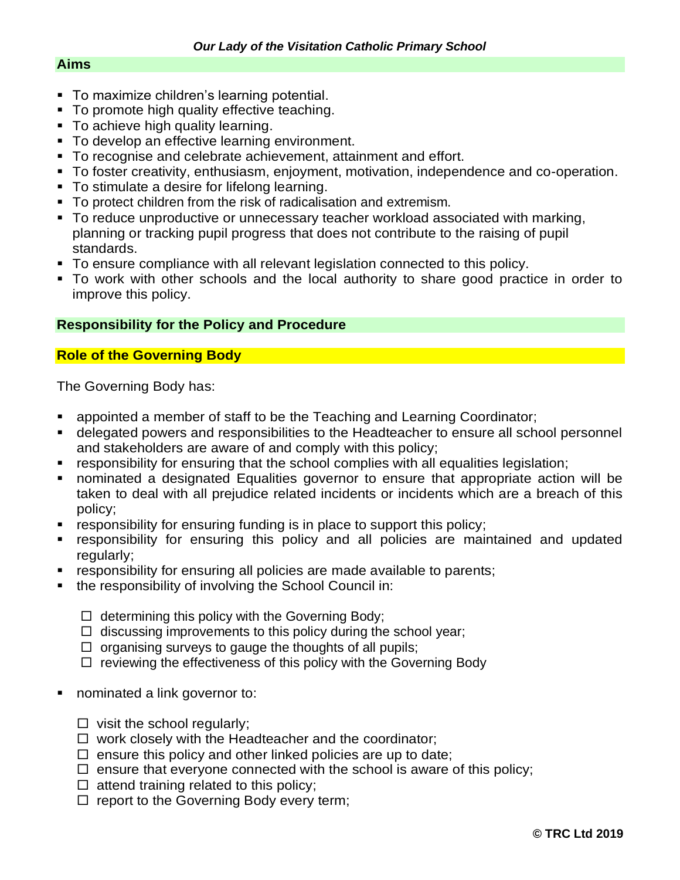## Aims

- To maximize children's learning potential.
- To promote high quality effective teaching.
- To achieve high quality learning.
- To develop an effective learning environment.
- To recognise and celebrate achievement, attainment and effort.
- To foster creativity, enthusiasm, enjoyment, motivation, independence and co-operation.
- To stimulate a desire for lifelong learning.
- To protect children from the risk of radicalisation and extremism.
- To reduce unproductive or unnecessary teacher workload associated with marking, planning or tracking pupil progress that does not contribute to the raising of pupil standards.
- To ensure compliance with all relevant legislation connected to this policy.
- To work with other schools and the local authority to share good practice in order to improve this policy.

## Responsibility for the Policy and Procedure

### Role of the Governing Body

The Governing Body has:

- appointed a member of staff to be the Teaching and Learning Coordinator;
- delegated powers and responsibilities to the Headteacher to ensure all school personnel and stakeholders are aware of and comply with this policy;
- responsibility for ensuring that the school complies with all equalities legislation;
- nominated a designated Equalities governor to ensure that appropriate action will be taken to deal with all prejudice related incidents or incidents which are a breach of this policy;
- responsibility for ensuring funding is in place to support this policy;
- responsibility for ensuring this policy and all policies are maintained and updated regularly;
- responsibility for ensuring all policies are made available to parents;
- the responsibility of involving the School Council in:
  - ☐ determining this policy with the Governing Body;
  - ☐ discussing improvements to this policy during the school year;
  - ☐ organising surveys to gauge the thoughts of all pupils;
  - ☐ reviewing the effectiveness of this policy with the Governing Body
- nominated a link governor to:
  - ☐ visit the school regularly;
  - ☐ work closely with the Headteacher and the coordinator;
  - ☐ ensure this policy and other linked policies are up to date;
  - ☐ ensure that everyone connected with the school is aware of this policy;
  - ☐ attend training related to this policy;
  - ☐ report to the Governing Body every term;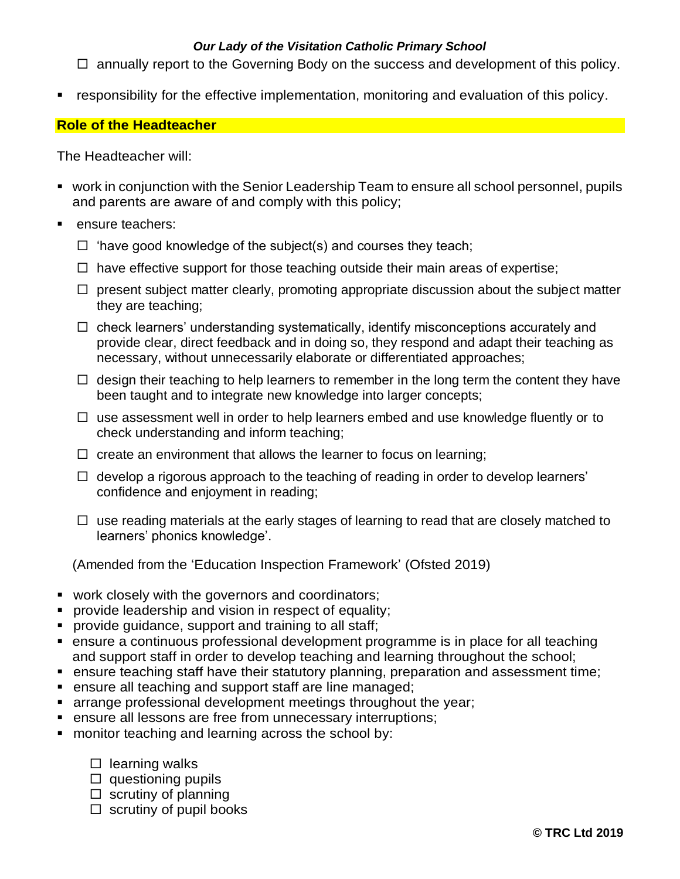- ☐ annually report to the Governing Body on the success and development of this policy.

- responsibility for the effective implementation, monitoring and evaluation of this policy.

## Role of the Headteacher

The Headteacher will:

- work in conjunction with the Senior Leadership Team to ensure all school personnel, pupils and parents are aware of and comply with this policy;
- ensure teachers:
  - ☐ 'have good knowledge of the subject(s) and courses they teach;
  - ☐ have effective support for those teaching outside their main areas of expertise;
  - ☐ present subject matter clearly, promoting appropriate discussion about the subject matter they are teaching;
  - ☐ check learners' understanding systematically, identify misconceptions accurately and provide clear, direct feedback and in doing so, they respond and adapt their teaching as necessary, without unnecessarily elaborate or differentiated approaches;
  - ☐ design their teaching to help learners to remember in the long term the content they have been taught and to integrate new knowledge into larger concepts;
  - ☐ use assessment well in order to help learners embed and use knowledge fluently or to check understanding and inform teaching;
  - ☐ create an environment that allows the learner to focus on learning;
  - ☐ develop a rigorous approach to the teaching of reading in order to develop learners' confidence and enjoyment in reading;
  - ☐ use reading materials at the early stages of learning to read that are closely matched to learners' phonics knowledge'.

  (Amended from the 'Education Inspection Framework' (Ofsted 2019)

- work closely with the governors and coordinators;
- provide leadership and vision in respect of equality;
- provide guidance, support and training to all staff;
- ensure a continuous professional development programme is in place for all teaching and support staff in order to develop teaching and learning throughout the school;
- ensure teaching staff have their statutory planning, preparation and assessment time;
- ensure all teaching and support staff are line managed;
- arrange professional development meetings throughout the year;
- ensure all lessons are free from unnecessary interruptions;
- monitor teaching and learning across the school by:
  - ☐ learning walks
  - ☐ questioning pupils
  - ☐ scrutiny of planning
  - ☐ scrutiny of pupil books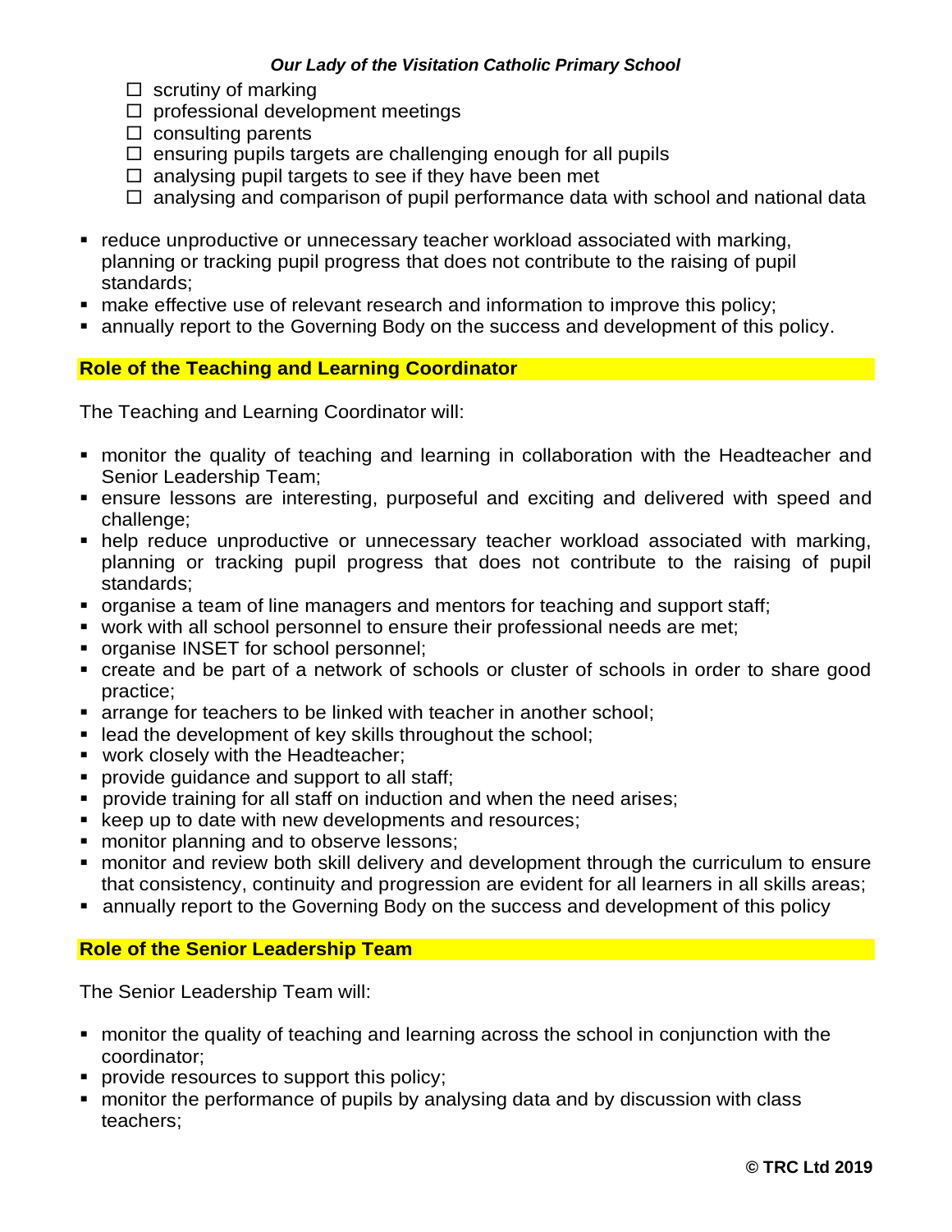- ☐ scrutiny of marking
- ☐ professional development meetings
- ☐ consulting parents
- ☐ ensuring pupils targets are challenging enough for all pupils
- ☐ analysing pupil targets to see if they have been met
- ☐ analysing and comparison of pupil performance data with school and national data

- reduce unproductive or unnecessary teacher workload associated with marking, planning or tracking pupil progress that does not contribute to the raising of pupil standards;
- make effective use of relevant research and information to improve this policy;
- annually report to the Governing Body on the success and development of this policy.

## Role of the Teaching and Learning Coordinator

The Teaching and Learning Coordinator will:

- monitor the quality of teaching and learning in collaboration with the Headteacher and Senior Leadership Team;
- ensure lessons are interesting, purposeful and exciting and delivered with speed and challenge;
- help reduce unproductive or unnecessary teacher workload associated with marking, planning or tracking pupil progress that does not contribute to the raising of pupil standards;
- organise a team of line managers and mentors for teaching and support staff;
- work with all school personnel to ensure their professional needs are met;
- organise INSET for school personnel;
- create and be part of a network of schools or cluster of schools in order to share good practice;
- arrange for teachers to be linked with teacher in another school;
- lead the development of key skills throughout the school;
- work closely with the Headteacher;
- provide guidance and support to all staff;
- provide training for all staff on induction and when the need arises;
- keep up to date with new developments and resources;
- monitor planning and to observe lessons;
- monitor and review both skill delivery and development through the curriculum to ensure that consistency, continuity and progression are evident for all learners in all skills areas;
- annually report to the Governing Body on the success and development of this policy

## Role of the Senior Leadership Team

The Senior Leadership Team will:

- monitor the quality of teaching and learning across the school in conjunction with the coordinator;
- provide resources to support this policy;
- monitor the performance of pupils by analysing data and by discussion with class teachers;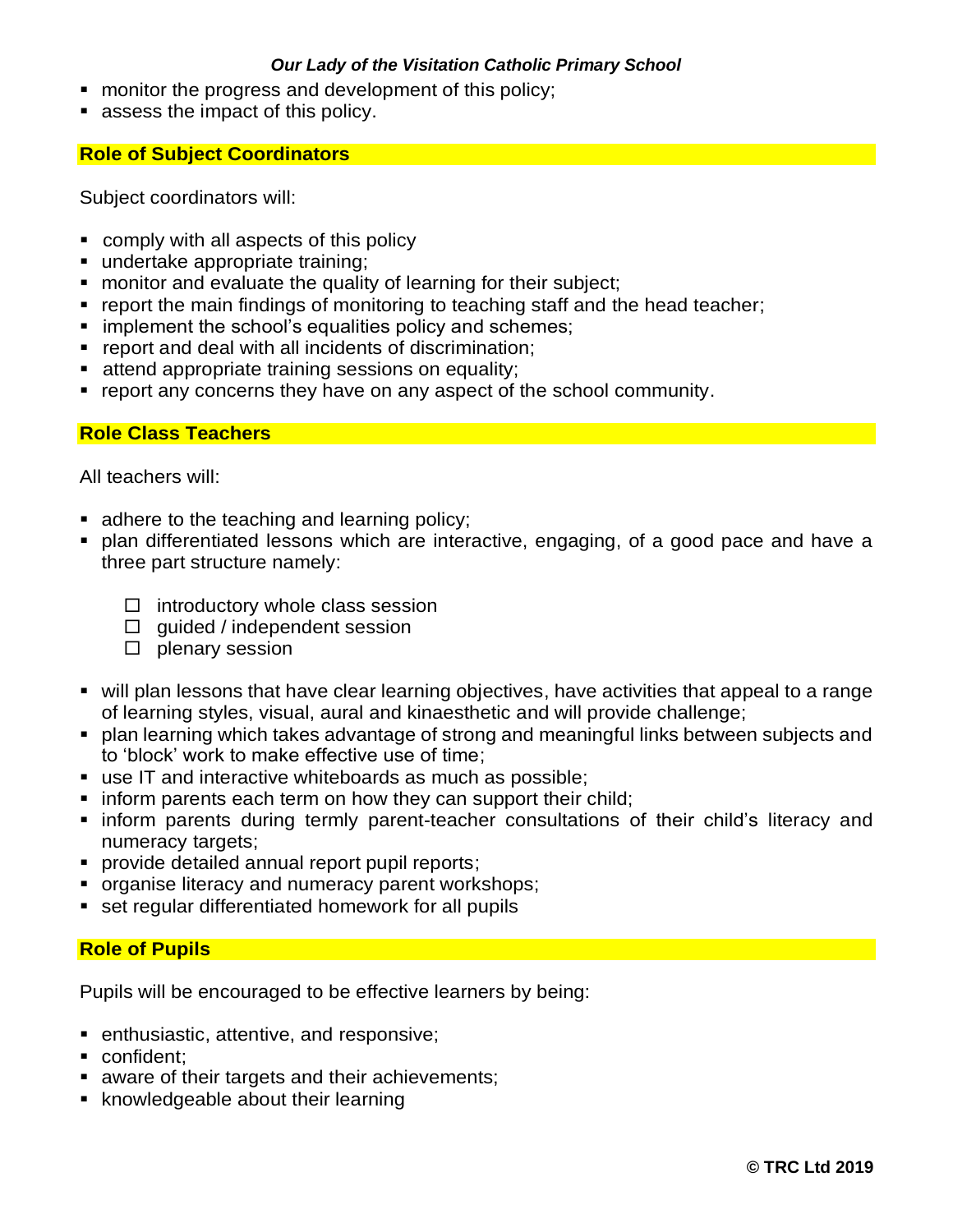- monitor the progress and development of this policy;
- assess the impact of this policy.

## Role of Subject Coordinators

Subject coordinators will:

- comply with all aspects of this policy
- undertake appropriate training;
- monitor and evaluate the quality of learning for their subject;
- report the main findings of monitoring to teaching staff and the head teacher;
- implement the school's equalities policy and schemes;
- report and deal with all incidents of discrimination;
- attend appropriate training sessions on equality;
- report any concerns they have on any aspect of the school community.

## Role Class Teachers

All teachers will:

- adhere to the teaching and learning policy;
- plan differentiated lessons which are interactive, engaging, of a good pace and have a three part structure namely:
    - ☐ introductory whole class session
    - ☐ guided / independent session
    - ☐ plenary session
- will plan lessons that have clear learning objectives, have activities that appeal to a range of learning styles, visual, aural and kinaesthetic and will provide challenge;
- plan learning which takes advantage of strong and meaningful links between subjects and to 'block' work to make effective use of time;
- use IT and interactive whiteboards as much as possible;
- inform parents each term on how they can support their child;
- inform parents during termly parent-teacher consultations of their child's literacy and numeracy targets;
- provide detailed annual report pupil reports;
- organise literacy and numeracy parent workshops;
- set regular differentiated homework for all pupils

## Role of Pupils

Pupils will be encouraged to be effective learners by being:

- enthusiastic, attentive, and responsive;
- confident;
- aware of their targets and their achievements;
- knowledgeable about their learning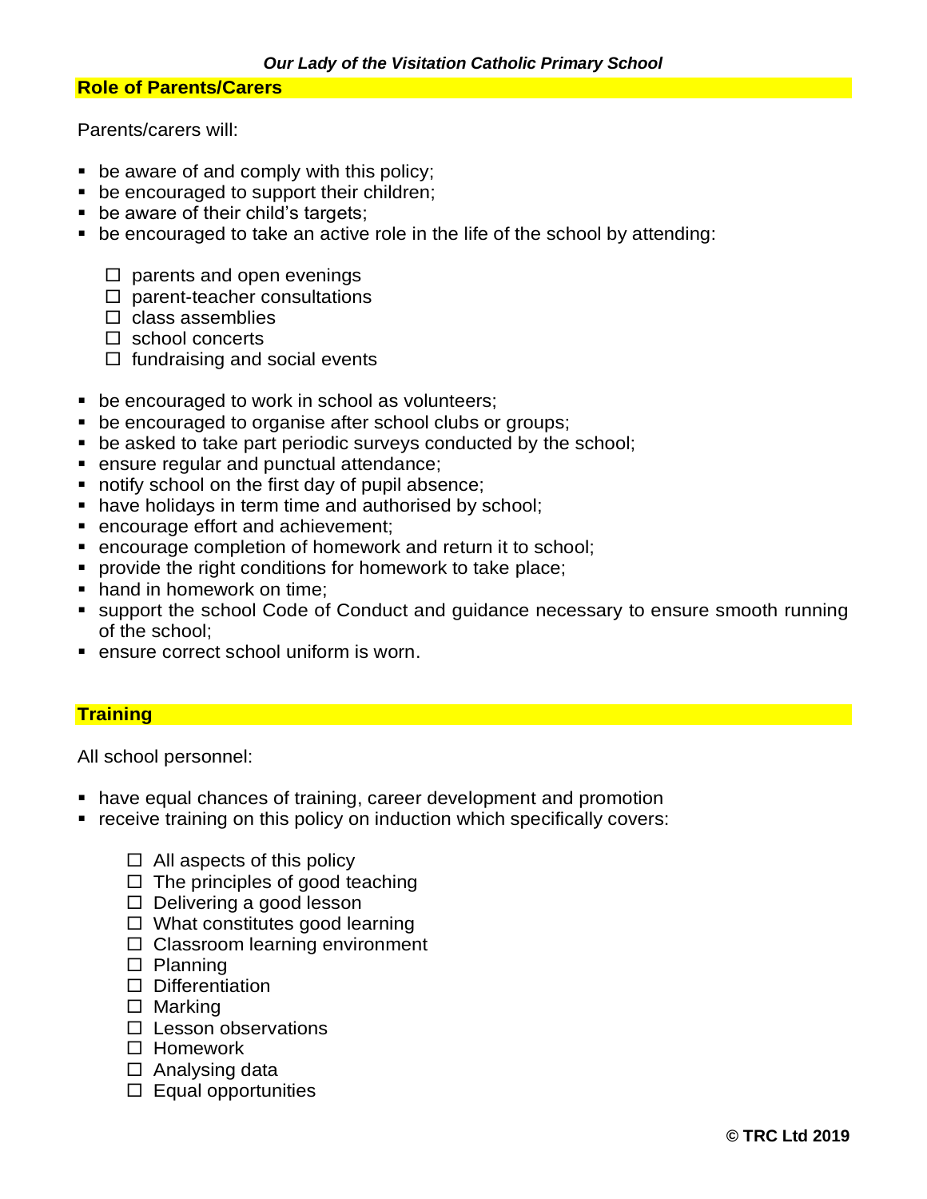## Role of Parents/Carers

Parents/carers will:

- be aware of and comply with this policy;
- be encouraged to support their children;
- be aware of their child's targets;
- be encouraged to take an active role in the life of the school by attending:
    - ☐ parents and open evenings
    - ☐ parent-teacher consultations
    - ☐ class assemblies
    - ☐ school concerts
    - ☐ fundraising and social events
- be encouraged to work in school as volunteers;
- be encouraged to organise after school clubs or groups;
- be asked to take part periodic surveys conducted by the school;
- ensure regular and punctual attendance;
- notify school on the first day of pupil absence;
- have holidays in term time and authorised by school;
- encourage effort and achievement;
- encourage completion of homework and return it to school;
- provide the right conditions for homework to take place;
- hand in homework on time;
- support the school Code of Conduct and guidance necessary to ensure smooth running of the school;
- ensure correct school uniform is worn.

## Training

All school personnel:

- have equal chances of training, career development and promotion
- receive training on this policy on induction which specifically covers:
    - ☐ All aspects of this policy
    - ☐ The principles of good teaching
    - ☐ Delivering a good lesson
    - ☐ What constitutes good learning
    - ☐ Classroom learning environment
    - ☐ Planning
    - ☐ Differentiation
    - ☐ Marking
    - ☐ Lesson observations
    - ☐ Homework
    - ☐ Analysing data
    - ☐ Equal opportunities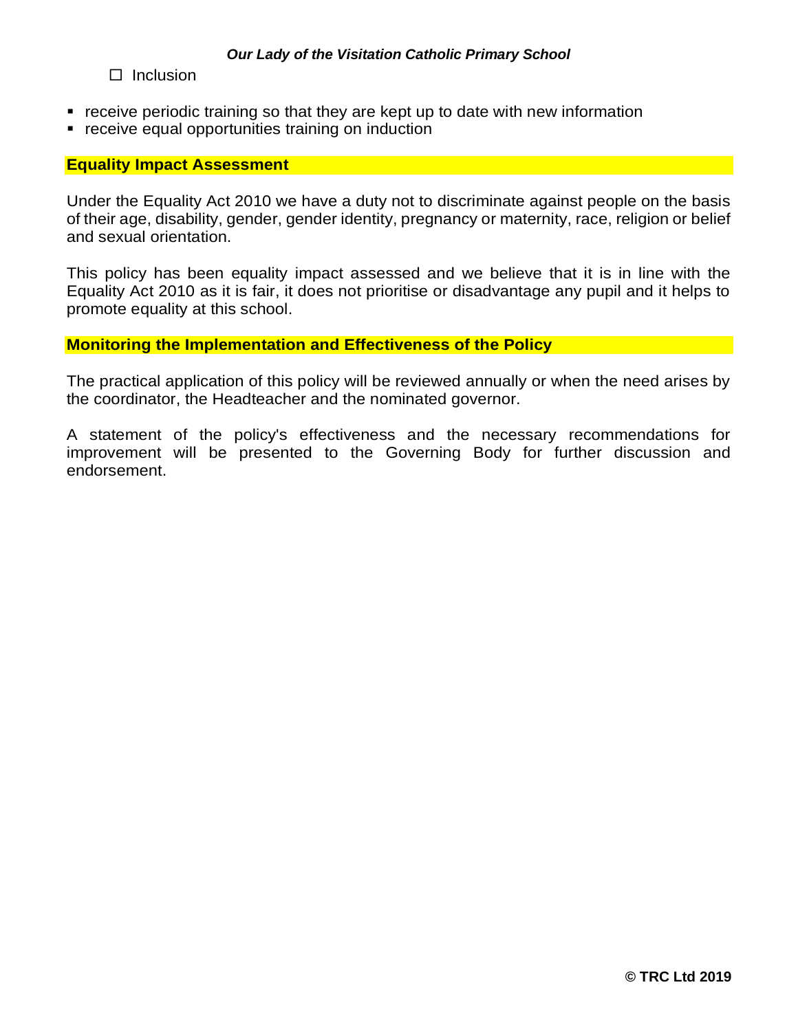- ☐ Inclusion

- receive periodic training so that they are kept up to date with new information
- receive equal opportunities training on induction

## Equality Impact Assessment

Under the Equality Act 2010 we have a duty not to discriminate against people on the basis of their age, disability, gender, gender identity, pregnancy or maternity, race, religion or belief and sexual orientation.

This policy has been equality impact assessed and we believe that it is in line with the Equality Act 2010 as it is fair, it does not prioritise or disadvantage any pupil and it helps to promote equality at this school.

## Monitoring the Implementation and Effectiveness of the Policy

The practical application of this policy will be reviewed annually or when the need arises by the coordinator, the Headteacher and the nominated governor.

A statement of the policy's effectiveness and the necessary recommendations for improvement will be presented to the Governing Body for further discussion and endorsement.